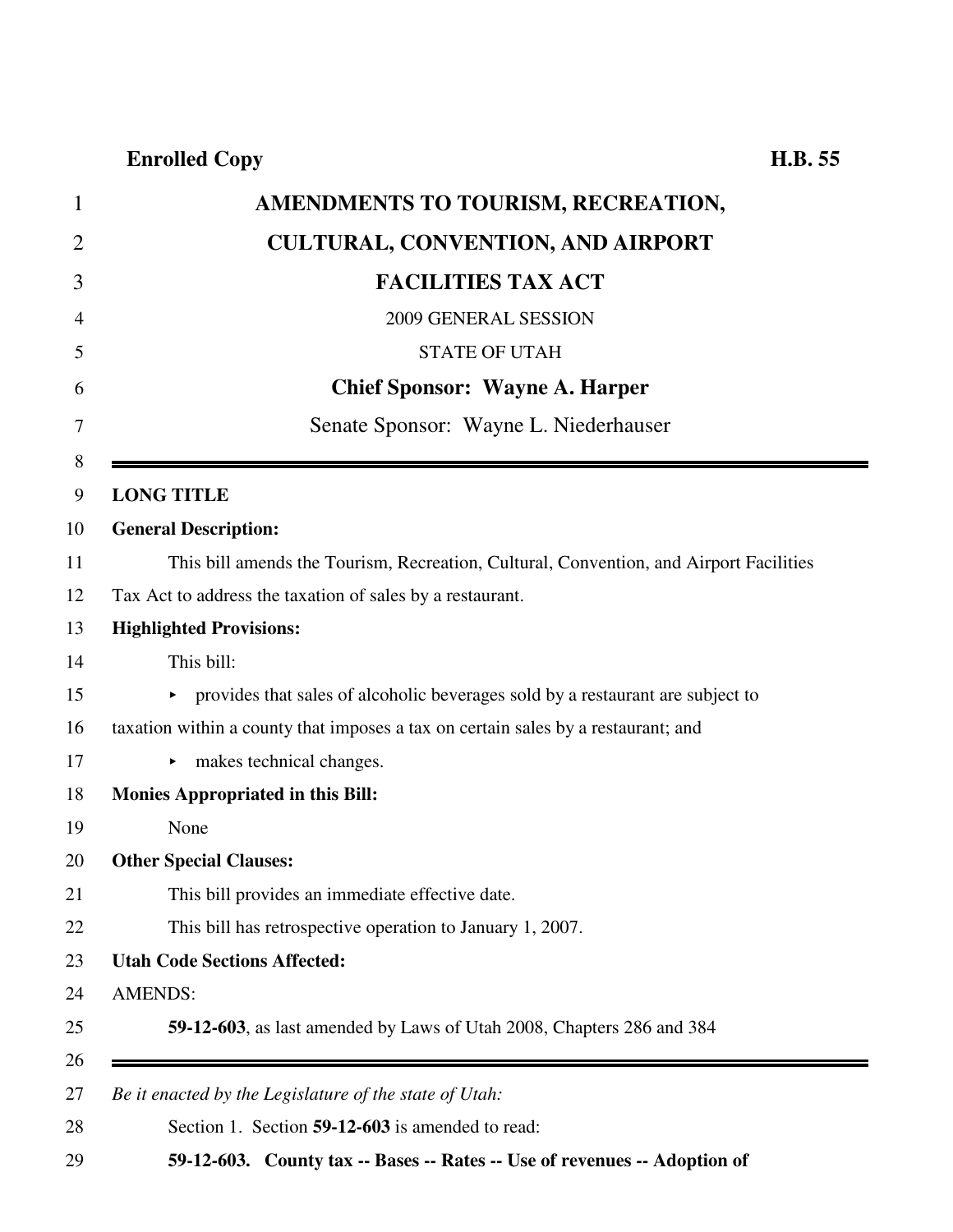**Enrolled Copy** **H.B. 55**

# AMENDMENTS TO TOURISM, RECREATION, CULTURAL, CONVENTION, AND AIRPORT FACILITIES TAX ACT

2009 GENERAL SESSION

STATE OF UTAH

**Chief Sponsor: Wayne A. Harper**

Senate Sponsor: Wayne L. Niederhauser

---

**LONG TITLE**

**General Description:**

This bill amends the Tourism, Recreation, Cultural, Convention, and Airport Facilities Tax Act to address the taxation of sales by a restaurant.

**Highlighted Provisions:**

This bill:

- provides that sales of alcoholic beverages sold by a restaurant are subject to taxation within a county that imposes a tax on certain sales by a restaurant; and
- makes technical changes.

**Monies Appropriated in this Bill:**

None

**Other Special Clauses:**

This bill provides an immediate effective date.

This bill has retrospective operation to January 1, 2007.

**Utah Code Sections Affected:**

AMENDS:

**59-12-603**, as last amended by Laws of Utah 2008, Chapters 286 and 384

---

*Be it enacted by the Legislature of the state of Utah:*

Section 1. Section **59-12-603** is amended to read:

**59-12-603. County tax -- Bases -- Rates -- Use of revenues -- Adoption of**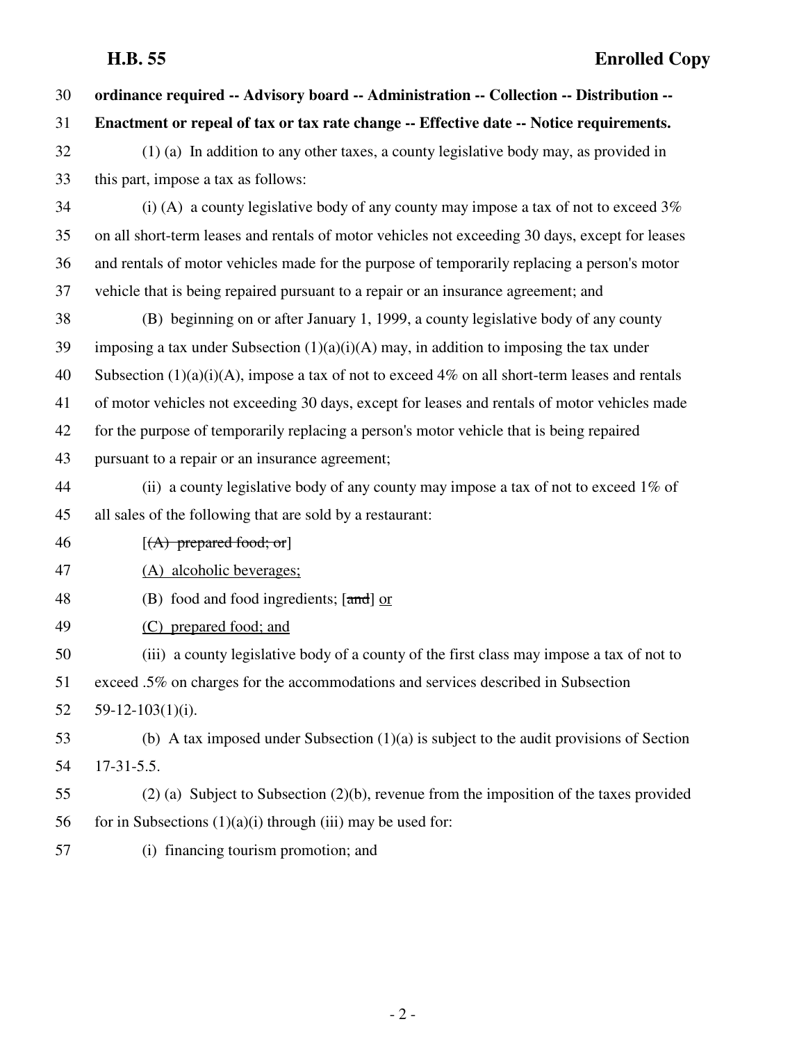**ordinance required -- Advisory board -- Administration -- Collection -- Distribution -- Enactment or repeal of tax or tax rate change -- Effective date -- Notice requirements.**

(1) (a) In addition to any other taxes, a county legislative body may, as provided in this part, impose a tax as follows:

(i) (A) a county legislative body of any county may impose a tax of not to exceed 3% on all short-term leases and rentals of motor vehicles not exceeding 30 days, except for leases and rentals of motor vehicles made for the purpose of temporarily replacing a person's motor vehicle that is being repaired pursuant to a repair or an insurance agreement; and

(B) beginning on or after January 1, 1999, a county legislative body of any county imposing a tax under Subsection (1)(a)(i)(A) may, in addition to imposing the tax under Subsection (1)(a)(i)(A), impose a tax of not to exceed 4% on all short-term leases and rentals of motor vehicles not exceeding 30 days, except for leases and rentals of motor vehicles made for the purpose of temporarily replacing a person's motor vehicle that is being repaired pursuant to a repair or an insurance agreement;

(ii) a county legislative body of any county may impose a tax of not to exceed 1% of all sales of the following that are sold by a restaurant:

[~~(A) prepared food; or~~]

<u>(A) alcoholic beverages;</u>

(B) food and food ingredients; [~~and~~] <u>or</u>

<u>(C) prepared food; and</u>

(iii) a county legislative body of a county of the first class may impose a tax of not to exceed .5% on charges for the accommodations and services described in Subsection 59-12-103(1)(i).

(b) A tax imposed under Subsection (1)(a) is subject to the audit provisions of Section 17-31-5.5.

(2) (a) Subject to Subsection (2)(b), revenue from the imposition of the taxes provided for in Subsections (1)(a)(i) through (iii) may be used for:

(i) financing tourism promotion; and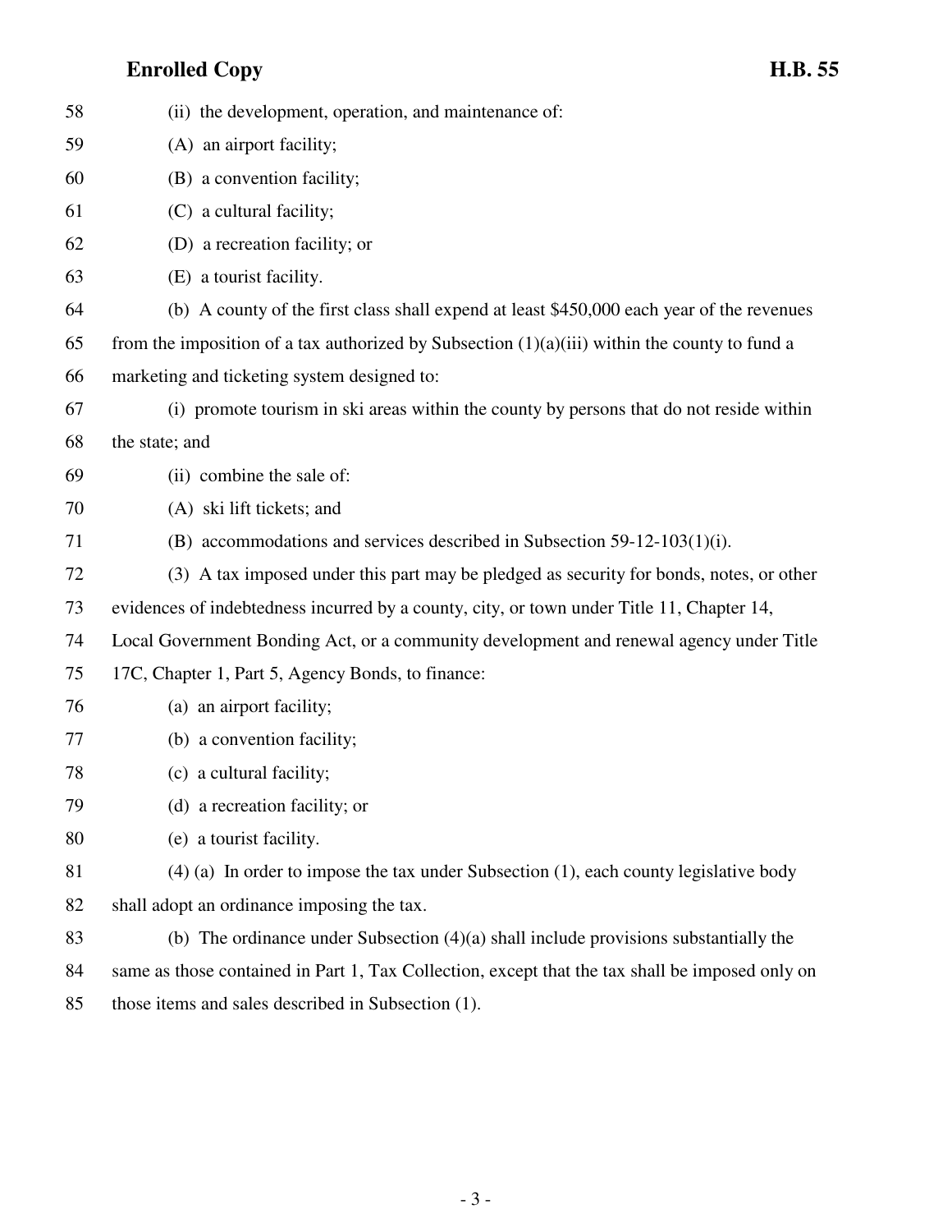(ii) the development, operation, and maintenance of:

(A) an airport facility;

(B) a convention facility;

(C) a cultural facility;

(D) a recreation facility; or

(E) a tourist facility.

(b) A county of the first class shall expend at least $450,000 each year of the revenues from the imposition of a tax authorized by Subsection (1)(a)(iii) within the county to fund a marketing and ticketing system designed to:

(i) promote tourism in ski areas within the county by persons that do not reside within the state; and

(ii) combine the sale of:

(A) ski lift tickets; and

(B) accommodations and services described in Subsection 59-12-103(1)(i).

(3) A tax imposed under this part may be pledged as security for bonds, notes, or other evidences of indebtedness incurred by a county, city, or town under Title 11, Chapter 14, Local Government Bonding Act, or a community development and renewal agency under Title 17C, Chapter 1, Part 5, Agency Bonds, to finance:

(a) an airport facility;

(b) a convention facility;

(c) a cultural facility;

(d) a recreation facility; or

(e) a tourist facility.

(4) (a) In order to impose the tax under Subsection (1), each county legislative body shall adopt an ordinance imposing the tax.

(b) The ordinance under Subsection (4)(a) shall include provisions substantially the same as those contained in Part 1, Tax Collection, except that the tax shall be imposed only on those items and sales described in Subsection (1).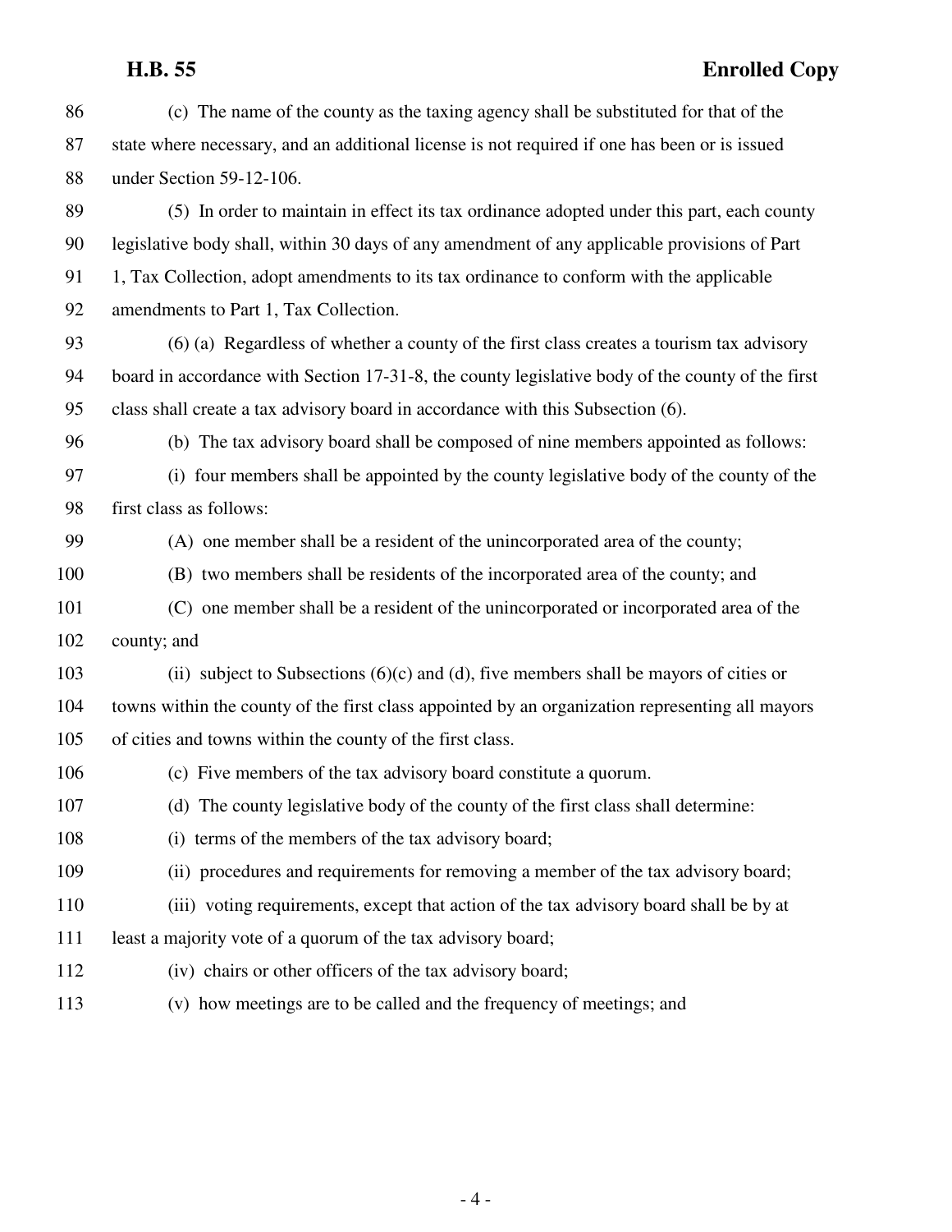(c) The name of the county as the taxing agency shall be substituted for that of the state where necessary, and an additional license is not required if one has been or is issued under Section 59-12-106.

(5) In order to maintain in effect its tax ordinance adopted under this part, each county legislative body shall, within 30 days of any amendment of any applicable provisions of Part 1, Tax Collection, adopt amendments to its tax ordinance to conform with the applicable amendments to Part 1, Tax Collection.

(6) (a) Regardless of whether a county of the first class creates a tourism tax advisory board in accordance with Section 17-31-8, the county legislative body of the county of the first class shall create a tax advisory board in accordance with this Subsection (6).

(b) The tax advisory board shall be composed of nine members appointed as follows:

(i) four members shall be appointed by the county legislative body of the county of the first class as follows:

(A) one member shall be a resident of the unincorporated area of the county;

(B) two members shall be residents of the incorporated area of the county; and

(C) one member shall be a resident of the unincorporated or incorporated area of the county; and

(ii) subject to Subsections (6)(c) and (d), five members shall be mayors of cities or towns within the county of the first class appointed by an organization representing all mayors of cities and towns within the county of the first class.

(c) Five members of the tax advisory board constitute a quorum.

(d) The county legislative body of the county of the first class shall determine:

(i) terms of the members of the tax advisory board;

(ii) procedures and requirements for removing a member of the tax advisory board;

(iii) voting requirements, except that action of the tax advisory board shall be by at least a majority vote of a quorum of the tax advisory board;

(iv) chairs or other officers of the tax advisory board;

(v) how meetings are to be called and the frequency of meetings; and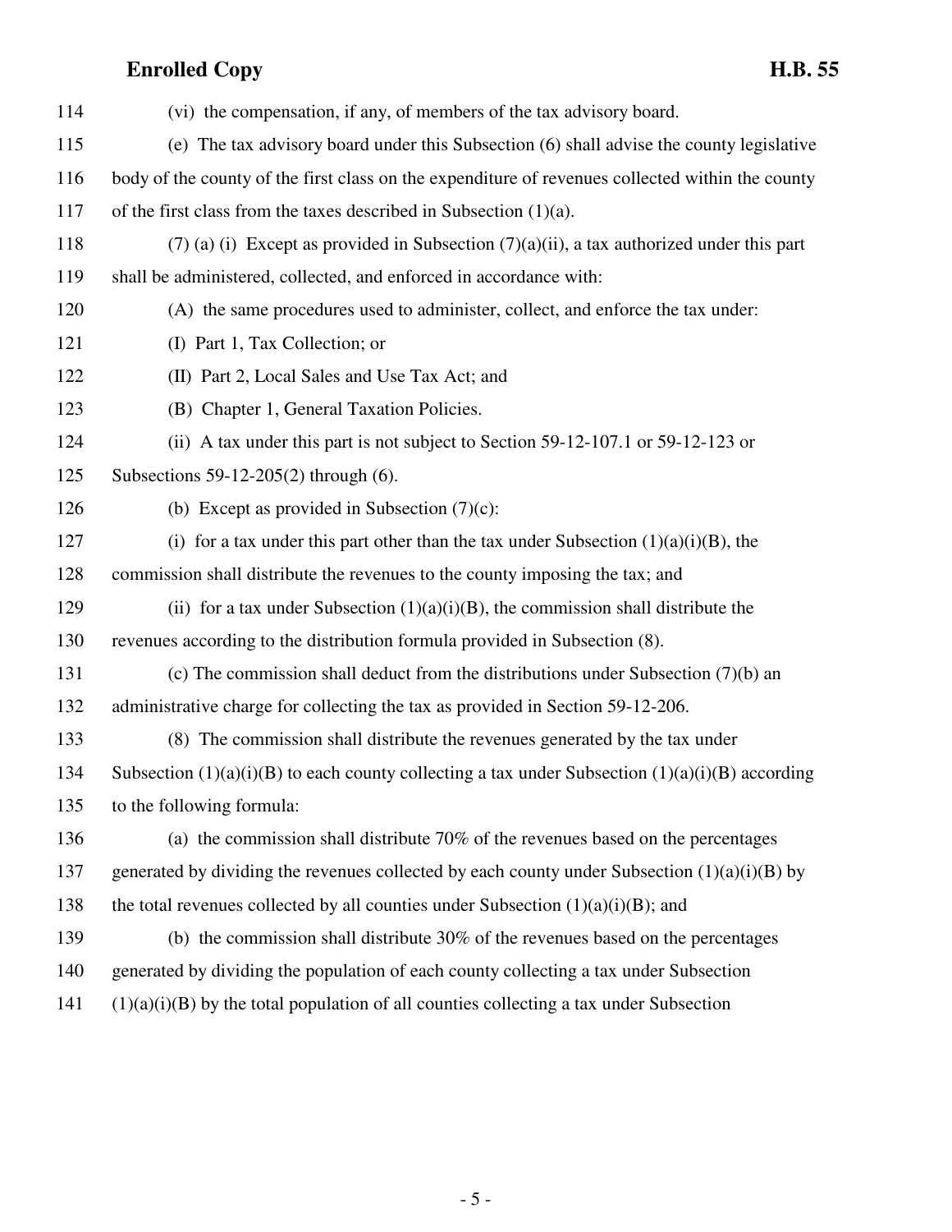114 (vi) the compensation, if any, of members of the tax advisory board.

115 (e) The tax advisory board under this Subsection (6) shall advise the county legislative
116 body of the county of the first class on the expenditure of revenues collected within the county
117 of the first class from the taxes described in Subsection (1)(a).

118 (7) (a) (i) Except as provided in Subsection (7)(a)(ii), a tax authorized under this part
119 shall be administered, collected, and enforced in accordance with:

120 (A) the same procedures used to administer, collect, and enforce the tax under:

121 (I) Part 1, Tax Collection; or

122 (II) Part 2, Local Sales and Use Tax Act; and

123 (B) Chapter 1, General Taxation Policies.

124 (ii) A tax under this part is not subject to Section 59-12-107.1 or 59-12-123 or
125 Subsections 59-12-205(2) through (6).

126 (b) Except as provided in Subsection (7)(c):

127 (i) for a tax under this part other than the tax under Subsection (1)(a)(i)(B), the
128 commission shall distribute the revenues to the county imposing the tax; and

129 (ii) for a tax under Subsection (1)(a)(i)(B), the commission shall distribute the
130 revenues according to the distribution formula provided in Subsection (8).

131 (c) The commission shall deduct from the distributions under Subsection (7)(b) an
132 administrative charge for collecting the tax as provided in Section 59-12-206.

133 (8) The commission shall distribute the revenues generated by the tax under
134 Subsection (1)(a)(i)(B) to each county collecting a tax under Subsection (1)(a)(i)(B) according
135 to the following formula:

136 (a) the commission shall distribute 70% of the revenues based on the percentages
137 generated by dividing the revenues collected by each county under Subsection (1)(a)(i)(B) by
138 the total revenues collected by all counties under Subsection (1)(a)(i)(B); and

139 (b) the commission shall distribute 30% of the revenues based on the percentages
140 generated by dividing the population of each county collecting a tax under Subsection
141 (1)(a)(i)(B) by the total population of all counties collecting a tax under Subsection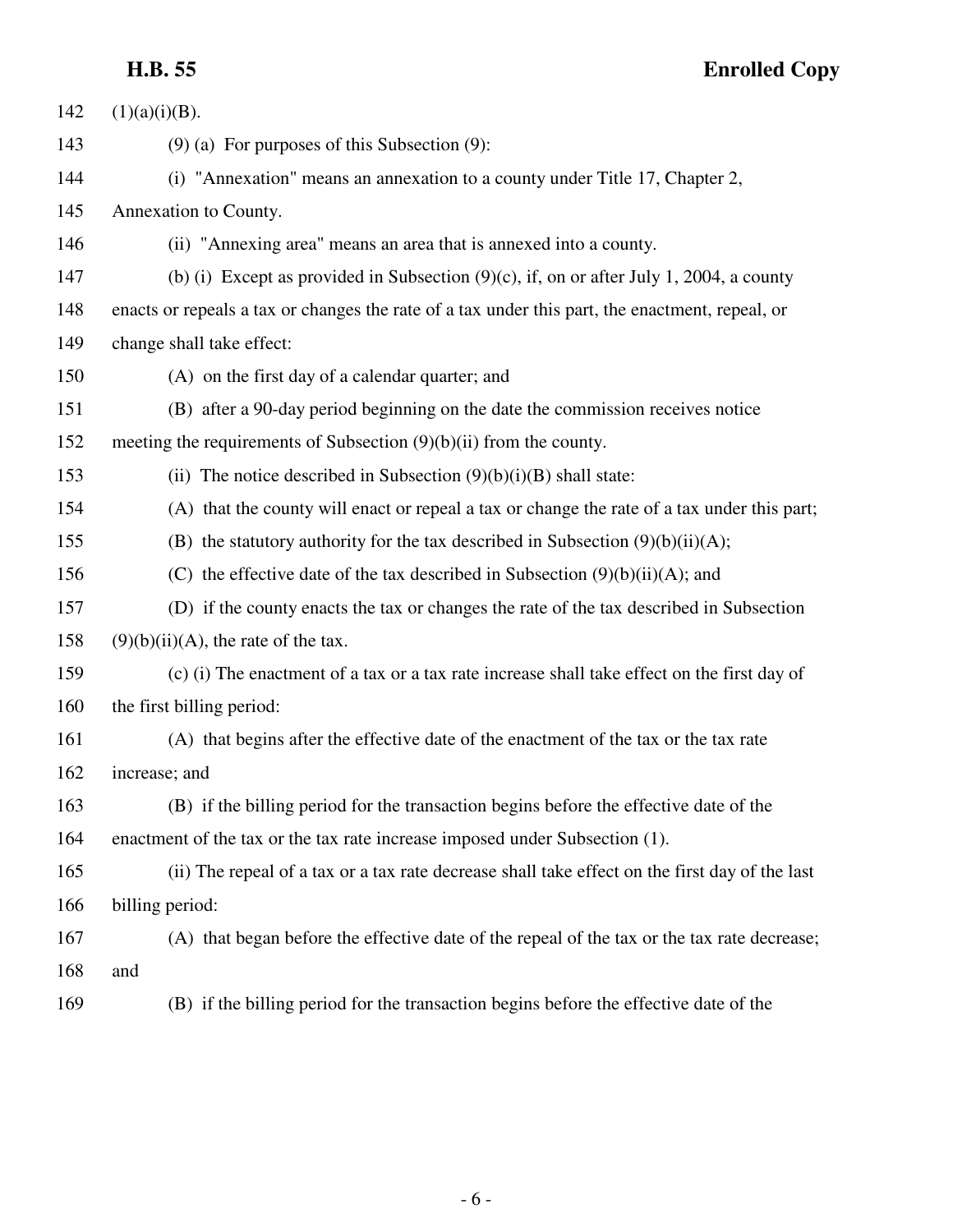(1)(a)(i)(B).

(9) (a) For purposes of this Subsection (9):

(i) "Annexation" means an annexation to a county under Title 17, Chapter 2, Annexation to County.

(ii) "Annexing area" means an area that is annexed into a county.

(b) (i) Except as provided in Subsection (9)(c), if, on or after July 1, 2004, a county enacts or repeals a tax or changes the rate of a tax under this part, the enactment, repeal, or change shall take effect:

(A) on the first day of a calendar quarter; and

(B) after a 90-day period beginning on the date the commission receives notice meeting the requirements of Subsection (9)(b)(ii) from the county.

(ii) The notice described in Subsection (9)(b)(i)(B) shall state:

(A) that the county will enact or repeal a tax or change the rate of a tax under this part;

(B) the statutory authority for the tax described in Subsection (9)(b)(ii)(A);

(C) the effective date of the tax described in Subsection (9)(b)(ii)(A); and

(D) if the county enacts the tax or changes the rate of the tax described in Subsection (9)(b)(ii)(A), the rate of the tax.

(c) (i) The enactment of a tax or a tax rate increase shall take effect on the first day of the first billing period:

(A) that begins after the effective date of the enactment of the tax or the tax rate increase; and

(B) if the billing period for the transaction begins before the effective date of the enactment of the tax or the tax rate increase imposed under Subsection (1).

(ii) The repeal of a tax or a tax rate decrease shall take effect on the first day of the last billing period:

(A) that began before the effective date of the repeal of the tax or the tax rate decrease; and

(B) if the billing period for the transaction begins before the effective date of the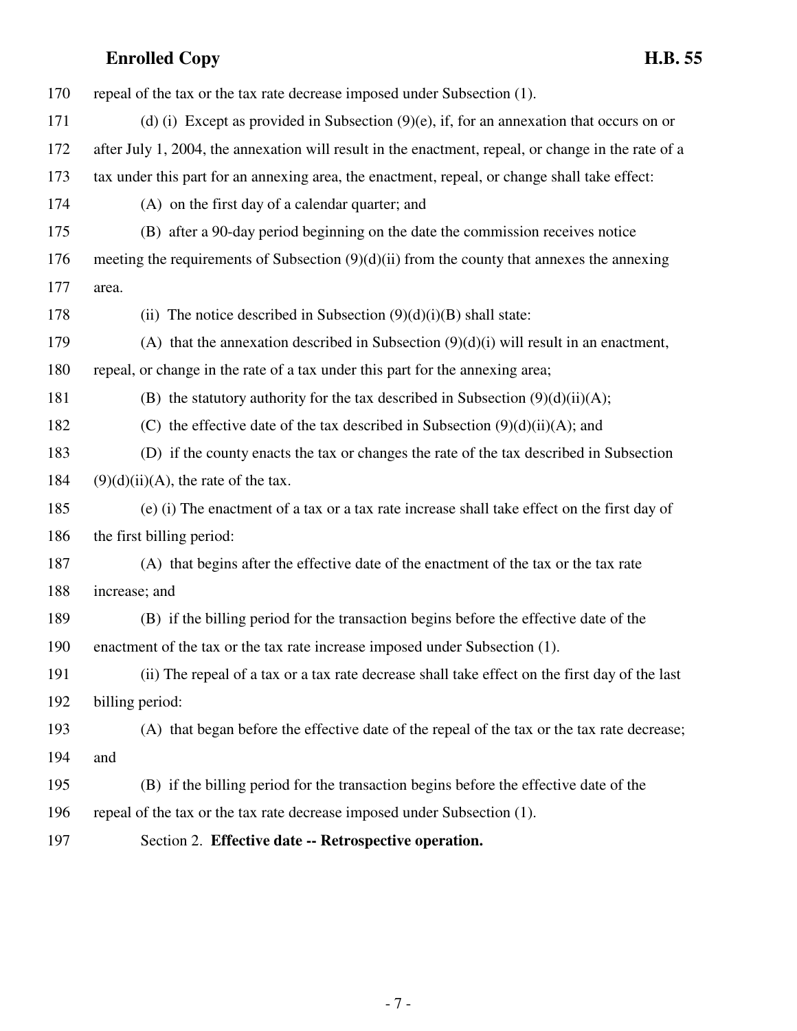repeal of the tax or the tax rate decrease imposed under Subsection (1).

(d) (i) Except as provided in Subsection (9)(e), if, for an annexation that occurs on or after July 1, 2004, the annexation will result in the enactment, repeal, or change in the rate of a tax under this part for an annexing area, the enactment, repeal, or change shall take effect:

(A) on the first day of a calendar quarter; and

(B) after a 90-day period beginning on the date the commission receives notice meeting the requirements of Subsection (9)(d)(ii) from the county that annexes the annexing area.

(ii) The notice described in Subsection (9)(d)(i)(B) shall state:

(A) that the annexation described in Subsection (9)(d)(i) will result in an enactment, repeal, or change in the rate of a tax under this part for the annexing area;

(B) the statutory authority for the tax described in Subsection (9)(d)(ii)(A);

(C) the effective date of the tax described in Subsection (9)(d)(ii)(A); and

(D) if the county enacts the tax or changes the rate of the tax described in Subsection (9)(d)(ii)(A), the rate of the tax.

(e) (i) The enactment of a tax or a tax rate increase shall take effect on the first day of the first billing period:

(A) that begins after the effective date of the enactment of the tax or the tax rate increase; and

(B) if the billing period for the transaction begins before the effective date of the enactment of the tax or the tax rate increase imposed under Subsection (1).

(ii) The repeal of a tax or a tax rate decrease shall take effect on the first day of the last billing period:

(A) that began before the effective date of the repeal of the tax or the tax rate decrease; and

(B) if the billing period for the transaction begins before the effective date of the repeal of the tax or the tax rate decrease imposed under Subsection (1).

Section 2. **Effective date -- Retrospective operation.**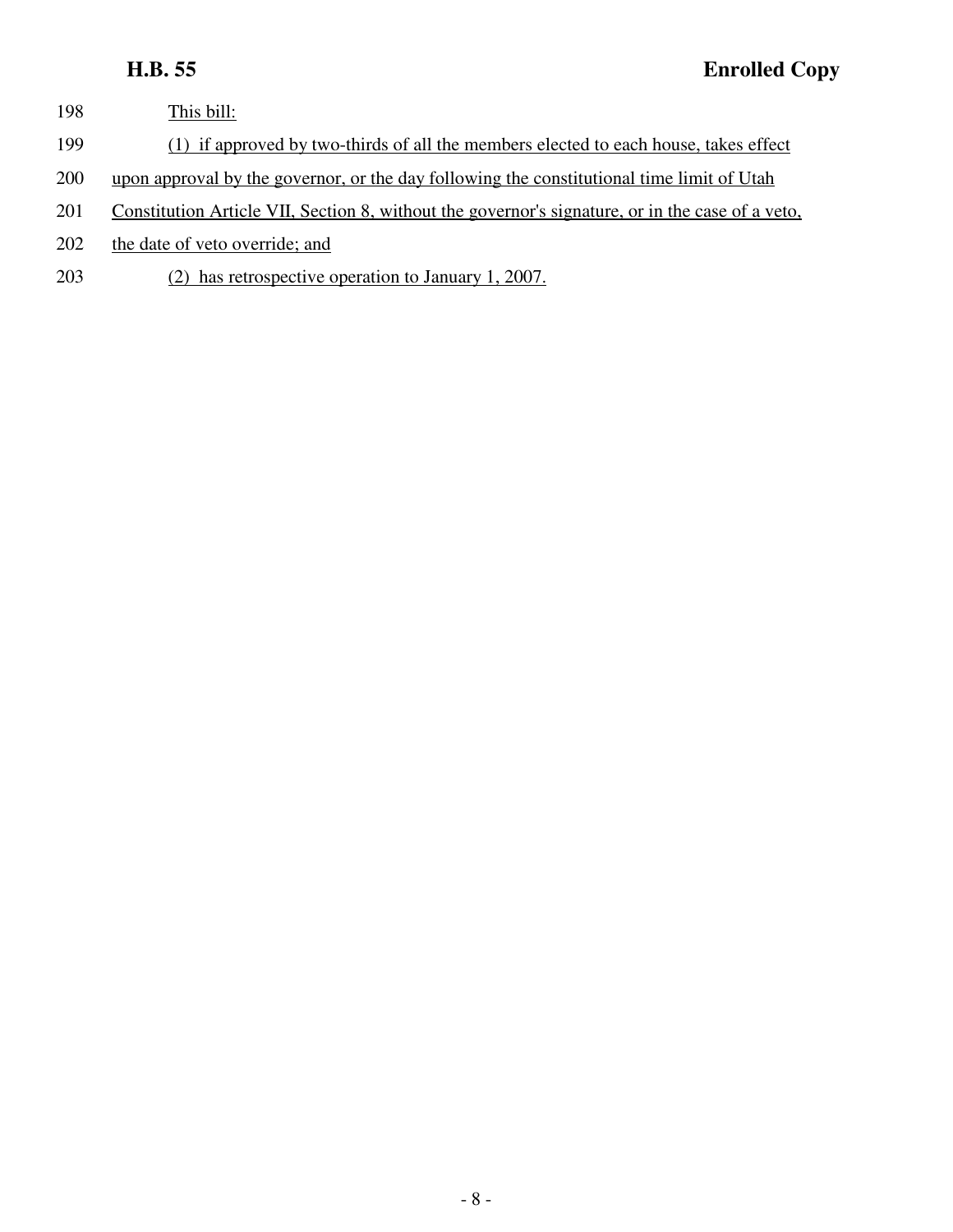This bill:

(1) if approved by two-thirds of all the members elected to each house, takes effect upon approval by the governor, or the day following the constitutional time limit of Utah Constitution Article VII, Section 8, without the governor's signature, or in the case of a veto, the date of veto override; and

(2) has retrospective operation to January 1, 2007.